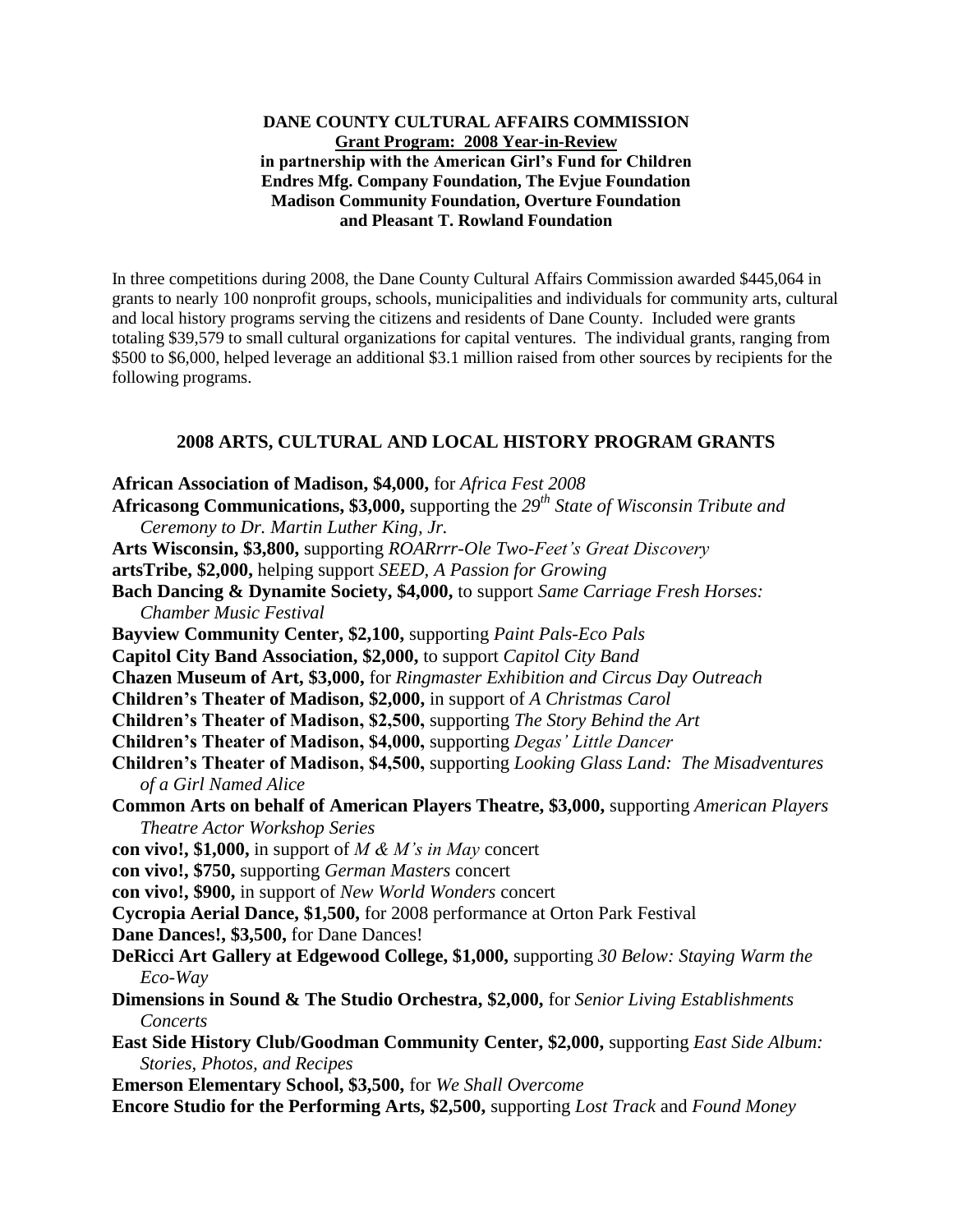**DANE COUNTY CULTURAL AFFAIRS COMMISSION**
**Grant Program: 2008 Year-in-Review**
**in partnership with the American Girl's Fund for Children**
**Endres Mfg. Company Foundation, The Evjue Foundation**
**Madison Community Foundation, Overture Foundation**
**and Pleasant T. Rowland Foundation**

In three competitions during 2008, the Dane County Cultural Affairs Commission awarded $445,064 in grants to nearly 100 nonprofit groups, schools, municipalities and individuals for community arts, cultural and local history programs serving the citizens and residents of Dane County. Included were grants totaling $39,579 to small cultural organizations for capital ventures. The individual grants, ranging from $500 to $6,000, helped leverage an additional $3.1 million raised from other sources by recipients for the following programs.

## 2008 ARTS, CULTURAL AND LOCAL HISTORY PROGRAM GRANTS

**African Association of Madison, $4,000,** for *Africa Fest 2008*
**Africasong Communications, $3,000,** supporting the *29th State of Wisconsin Tribute and Ceremony to Dr. Martin Luther King, Jr.*
**Arts Wisconsin, $3,800,** supporting *ROARrrr-Ole Two-Feet's Great Discovery*
**artsTribe, $2,000,** helping support *SEED, A Passion for Growing*
**Bach Dancing & Dynamite Society, $4,000,** to support *Same Carriage Fresh Horses: Chamber Music Festival*
**Bayview Community Center, $2,100,** supporting *Paint Pals-Eco Pals*
**Capitol City Band Association, $2,000,** to support *Capitol City Band*
**Chazen Museum of Art, $3,000,** for *Ringmaster Exhibition and Circus Day Outreach*
**Children's Theater of Madison, $2,000,** in support of *A Christmas Carol*
**Children's Theater of Madison, $2,500,** supporting *The Story Behind the Art*
**Children's Theater of Madison, $4,000,** supporting *Degas' Little Dancer*
**Children's Theater of Madison, $4,500,** supporting *Looking Glass Land: The Misadventures of a Girl Named Alice*
**Common Arts on behalf of American Players Theatre, $3,000,** supporting *American Players Theatre Actor Workshop Series*
**con vivo!, $1,000,** in support of *M & M's in May* concert
**con vivo!, $750,** supporting *German Masters* concert
**con vivo!, $900,** in support of *New World Wonders* concert
**Cycropia Aerial Dance, $1,500,** for 2008 performance at Orton Park Festival
**Dane Dances!, $3,500,** for Dane Dances!
**DeRicci Art Gallery at Edgewood College, $1,000,** supporting *30 Below: Staying Warm the Eco-Way*
**Dimensions in Sound & The Studio Orchestra, $2,000,** for *Senior Living Establishments Concerts*
**East Side History Club/Goodman Community Center, $2,000,** supporting *East Side Album: Stories, Photos, and Recipes*
**Emerson Elementary School, $3,500,** for *We Shall Overcome*
**Encore Studio for the Performing Arts, $2,500,** supporting *Lost Track* and *Found Money*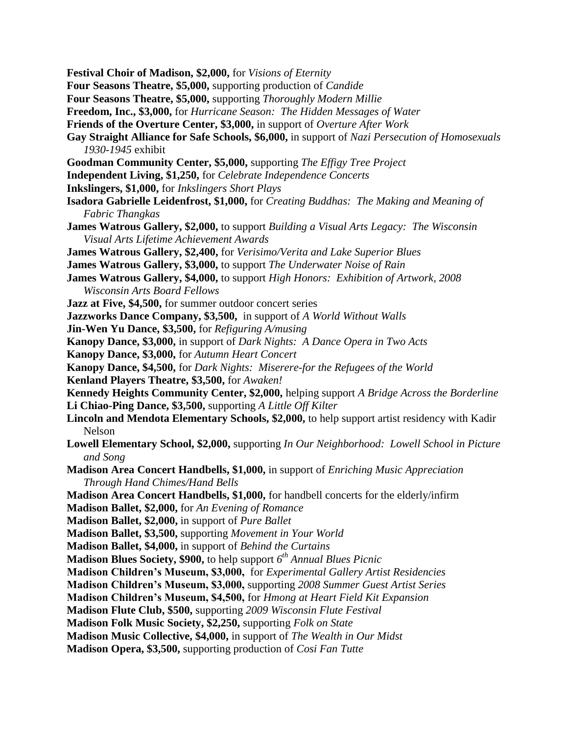**Festival Choir of Madison, $2,000,** for *Visions of Eternity*

**Four Seasons Theatre, $5,000,** supporting production of *Candide*

**Four Seasons Theatre, $5,000,** supporting *Thoroughly Modern Millie*

**Freedom, Inc., $3,000,** for *Hurricane Season: The Hidden Messages of Water*

**Friends of the Overture Center, $3,000,** in support of *Overture After Work*

**Gay Straight Alliance for Safe Schools, $6,000,** in support of *Nazi Persecution of Homosexuals 1930-1945* exhibit

**Goodman Community Center, $5,000,** supporting *The Effigy Tree Project*

**Independent Living, $1,250,** for *Celebrate Independence Concerts*

**Inkslingers, $1,000,** for *Inkslingers Short Plays*

**Isadora Gabrielle Leidenfrost, $1,000,** for *Creating Buddhas: The Making and Meaning of Fabric Thangkas*

**James Watrous Gallery, $2,000,** to support *Building a Visual Arts Legacy: The Wisconsin Visual Arts Lifetime Achievement Awards*

**James Watrous Gallery, $2,400,** for *Verisimo/Verita and Lake Superior Blues*

**James Watrous Gallery, $3,000,** to support *The Underwater Noise of Rain*

**James Watrous Gallery, $4,000,** to support *High Honors: Exhibition of Artwork, 2008 Wisconsin Arts Board Fellows*

**Jazz at Five, $4,500,** for summer outdoor concert series

**Jazzworks Dance Company, $3,500,** in support of *A World Without Walls*

**Jin-Wen Yu Dance, $3,500,** for *Refiguring A/musing*

**Kanopy Dance, $3,000,** in support of *Dark Nights: A Dance Opera in Two Acts*

**Kanopy Dance, $3,000,** for *Autumn Heart Concert*

**Kanopy Dance, $4,500,** for *Dark Nights: Miserere-for the Refugees of the World*

**Kenland Players Theatre, $3,500,** for *Awaken!*

**Kennedy Heights Community Center, $2,000,** helping support *A Bridge Across the Borderline*

**Li Chiao-Ping Dance, $3,500,** supporting *A Little Off Kilter*

**Lincoln and Mendota Elementary Schools, $2,000,** to help support artist residency with Kadir Nelson

**Lowell Elementary School, $2,000,** supporting *In Our Neighborhood: Lowell School in Picture and Song*

**Madison Area Concert Handbells, $1,000,** in support of *Enriching Music Appreciation Through Hand Chimes/Hand Bells*

**Madison Area Concert Handbells, $1,000,** for handbell concerts for the elderly/infirm

**Madison Ballet, $2,000,** for *An Evening of Romance*

**Madison Ballet, $2,000,** in support of *Pure Ballet*

**Madison Ballet, $3,500,** supporting *Movement in Your World*

**Madison Ballet, $4,000,** in support of *Behind the Curtains*

**Madison Blues Society, $900,** to help support *6th Annual Blues Picnic*

**Madison Children's Museum, $3,000,** for *Experimental Gallery Artist Residencies*

**Madison Children's Museum, $3,000,** supporting *2008 Summer Guest Artist Series*

**Madison Children's Museum, $4,500,** for *Hmong at Heart Field Kit Expansion*

**Madison Flute Club, $500,** supporting *2009 Wisconsin Flute Festival*

**Madison Folk Music Society, $2,250,** supporting *Folk on State*

**Madison Music Collective, $4,000,** in support of *The Wealth in Our Midst*

**Madison Opera, $3,500,** supporting production of *Cosi Fan Tutte*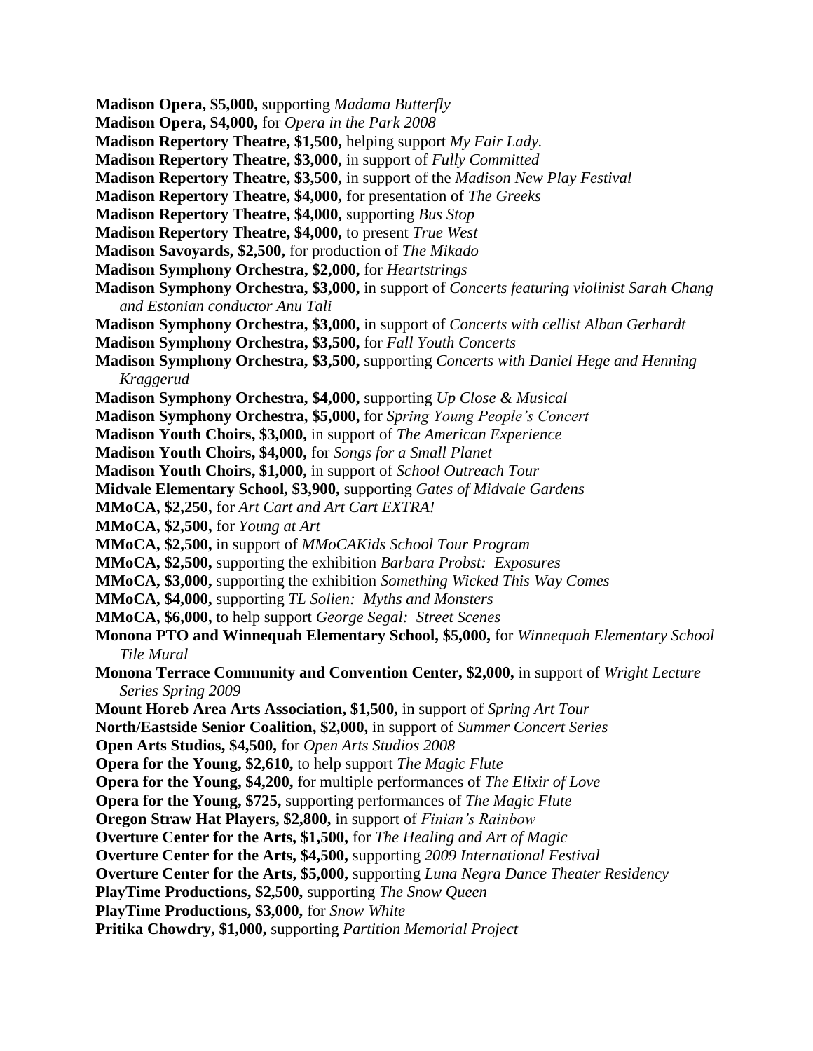**Madison Opera, $5,000,** supporting *Madama Butterfly*
**Madison Opera, $4,000,** for *Opera in the Park 2008*
**Madison Repertory Theatre, $1,500,** helping support *My Fair Lady.*
**Madison Repertory Theatre, $3,000,** in support of *Fully Committed*
**Madison Repertory Theatre, $3,500,** in support of the *Madison New Play Festival*
**Madison Repertory Theatre, $4,000,** for presentation of *The Greeks*
**Madison Repertory Theatre, $4,000,** supporting *Bus Stop*
**Madison Repertory Theatre, $4,000,** to present *True West*
**Madison Savoyards, $2,500,** for production of *The Mikado*
**Madison Symphony Orchestra, $2,000,** for *Heartstrings*
**Madison Symphony Orchestra, $3,000,** in support of *Concerts featuring violinist Sarah Chang and Estonian conductor Anu Tali*
**Madison Symphony Orchestra, $3,000,** in support of *Concerts with cellist Alban Gerhardt*
**Madison Symphony Orchestra, $3,500,** for *Fall Youth Concerts*
**Madison Symphony Orchestra, $3,500,** supporting *Concerts with Daniel Hege and Henning Kraggerud*
**Madison Symphony Orchestra, $4,000,** supporting *Up Close & Musical*
**Madison Symphony Orchestra, $5,000,** for *Spring Young People's Concert*
**Madison Youth Choirs, $3,000,** in support of *The American Experience*
**Madison Youth Choirs, $4,000,** for *Songs for a Small Planet*
**Madison Youth Choirs, $1,000,** in support of *School Outreach Tour*
**Midvale Elementary School, $3,900,** supporting *Gates of Midvale Gardens*
**MMoCA, $2,250,** for *Art Cart and Art Cart EXTRA!*
**MMoCA, $2,500,** for *Young at Art*
**MMoCA, $2,500,** in support of *MMoCAKids School Tour Program*
**MMoCA, $2,500,** supporting the exhibition *Barbara Probst: Exposures*
**MMoCA, $3,000,** supporting the exhibition *Something Wicked This Way Comes*
**MMoCA, $4,000,** supporting *TL Solien: Myths and Monsters*
**MMoCA, $6,000,** to help support *George Segal: Street Scenes*
**Monona PTO and Winnequah Elementary School, $5,000,** for *Winnequah Elementary School Tile Mural*
**Monona Terrace Community and Convention Center, $2,000,** in support of *Wright Lecture Series Spring 2009*
**Mount Horeb Area Arts Association, $1,500,** in support of *Spring Art Tour*
**North/Eastside Senior Coalition, $2,000,** in support of *Summer Concert Series*
**Open Arts Studios, $4,500,** for *Open Arts Studios 2008*
**Opera for the Young, $2,610,** to help support *The Magic Flute*
**Opera for the Young, $4,200,** for multiple performances of *The Elixir of Love*
**Opera for the Young, $725,** supporting performances of *The Magic Flute*
**Oregon Straw Hat Players, $2,800,** in support of *Finian's Rainbow*
**Overture Center for the Arts, $1,500,** for *The Healing and Art of Magic*
**Overture Center for the Arts, $4,500,** supporting *2009 International Festival*
**Overture Center for the Arts, $5,000,** supporting *Luna Negra Dance Theater Residency*
**PlayTime Productions, $2,500,** supporting *The Snow Queen*
**PlayTime Productions, $3,000,** for *Snow White*
**Pritika Chowdry, $1,000,** supporting *Partition Memorial Project*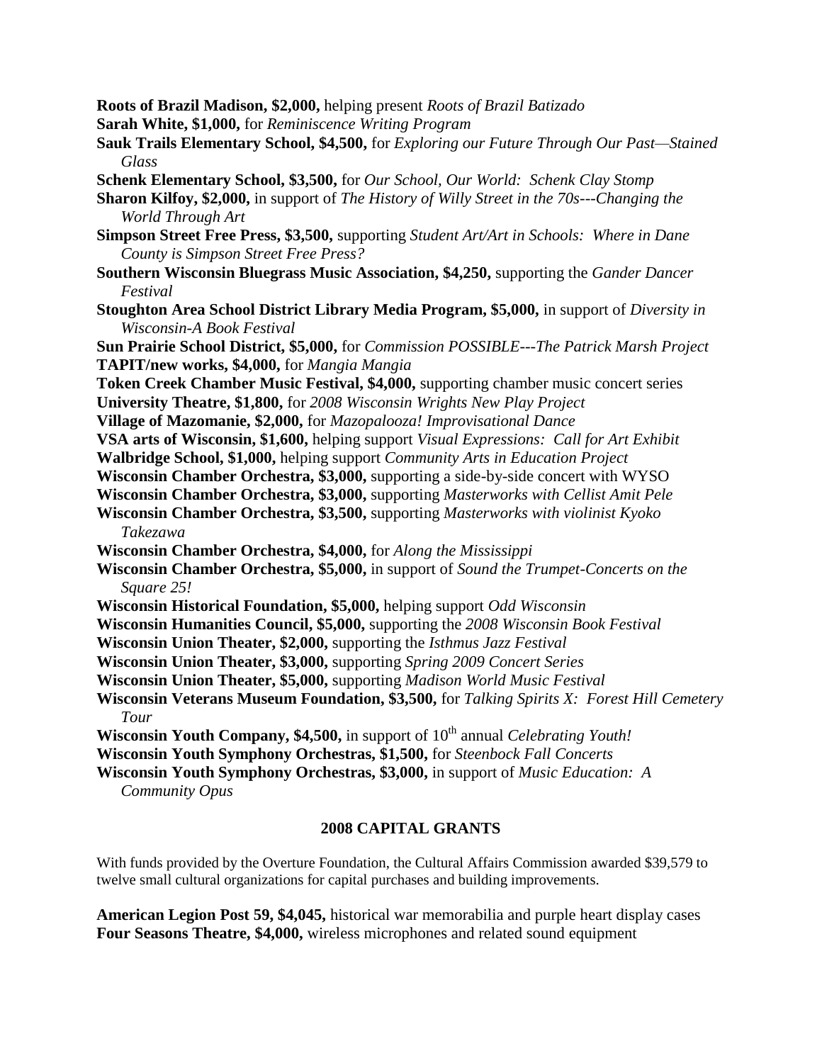**Roots of Brazil Madison, $2,000,** helping present *Roots of Brazil Batizado*

**Sarah White, $1,000,** for *Reminiscence Writing Program*

**Sauk Trails Elementary School, $4,500,** for *Exploring our Future Through Our Past—Stained Glass*

**Schenk Elementary School, $3,500,** for *Our School, Our World: Schenk Clay Stomp*

**Sharon Kilfoy, $2,000,** in support of *The History of Willy Street in the 70s---Changing the World Through Art*

**Simpson Street Free Press, $3,500,** supporting *Student Art/Art in Schools: Where in Dane County is Simpson Street Free Press?*

**Southern Wisconsin Bluegrass Music Association, $4,250,** supporting the *Gander Dancer Festival*

**Stoughton Area School District Library Media Program, $5,000,** in support of *Diversity in Wisconsin-A Book Festival*

**Sun Prairie School District, $5,000,** for *Commission POSSIBLE---The Patrick Marsh Project*

**TAPIT/new works, $4,000,** for *Mangia Mangia*

**Token Creek Chamber Music Festival, $4,000,** supporting chamber music concert series

**University Theatre, $1,800,** for *2008 Wisconsin Wrights New Play Project*

**Village of Mazomanie, $2,000,** for *Mazopalooza! Improvisational Dance*

**VSA arts of Wisconsin, $1,600,** helping support *Visual Expressions: Call for Art Exhibit*

**Walbridge School, $1,000,** helping support *Community Arts in Education Project*

**Wisconsin Chamber Orchestra, $3,000,** supporting a side-by-side concert with WYSO

**Wisconsin Chamber Orchestra, $3,000,** supporting *Masterworks with Cellist Amit Pele*

**Wisconsin Chamber Orchestra, $3,500,** supporting *Masterworks with violinist Kyoko Takezawa*

**Wisconsin Chamber Orchestra, $4,000,** for *Along the Mississippi*

**Wisconsin Chamber Orchestra, $5,000,** in support of *Sound the Trumpet-Concerts on the Square 25!*

**Wisconsin Historical Foundation, $5,000,** helping support *Odd Wisconsin*

**Wisconsin Humanities Council, $5,000,** supporting the *2008 Wisconsin Book Festival*

**Wisconsin Union Theater, $2,000,** supporting the *Isthmus Jazz Festival*

**Wisconsin Union Theater, $3,000,** supporting *Spring 2009 Concert Series*

**Wisconsin Union Theater, $5,000,** supporting *Madison World Music Festival*

**Wisconsin Veterans Museum Foundation, $3,500,** for *Talking Spirits X: Forest Hill Cemetery Tour*

**Wisconsin Youth Company, $4,500,** in support of 10th annual *Celebrating Youth!*

**Wisconsin Youth Symphony Orchestras, $1,500,** for *Steenbock Fall Concerts*

**Wisconsin Youth Symphony Orchestras, $3,000,** in support of *Music Education: A Community Opus*

## 2008 CAPITAL GRANTS

With funds provided by the Overture Foundation, the Cultural Affairs Commission awarded $39,579 to twelve small cultural organizations for capital purchases and building improvements.

**American Legion Post 59, $4,045,** historical war memorabilia and purple heart display cases

**Four Seasons Theatre, $4,000,** wireless microphones and related sound equipment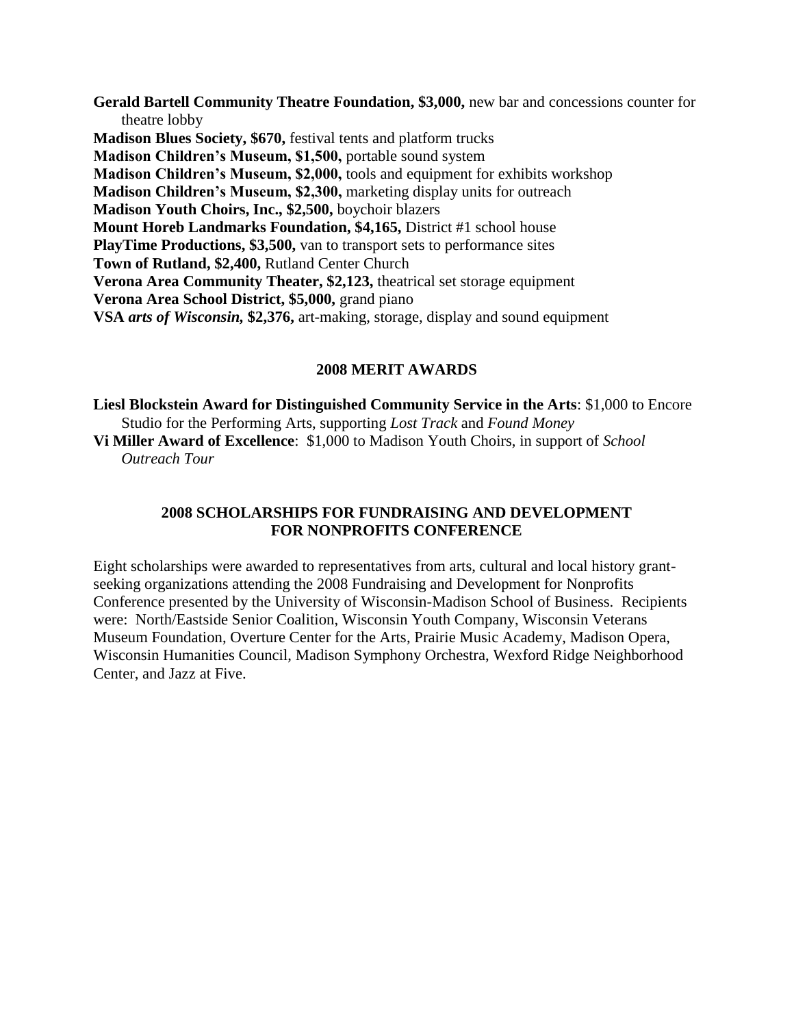**Gerald Bartell Community Theatre Foundation, $3,000,** new bar and concessions counter for theatre lobby
**Madison Blues Society, $670,** festival tents and platform trucks
**Madison Children's Museum, $1,500,** portable sound system
**Madison Children's Museum, $2,000,** tools and equipment for exhibits workshop
**Madison Children's Museum, $2,300,** marketing display units for outreach
**Madison Youth Choirs, Inc., $2,500,** boychoir blazers
**Mount Horeb Landmarks Foundation, $4,165,** District #1 school house
**PlayTime Productions, $3,500,** van to transport sets to performance sites
**Town of Rutland, $2,400,** Rutland Center Church
**Verona Area Community Theater, $2,123,** theatrical set storage equipment
**Verona Area School District, $5,000,** grand piano
**VSA *arts of Wisconsin,* $2,376,** art-making, storage, display and sound equipment

## 2008 MERIT AWARDS

**Liesl Blockstein Award for Distinguished Community Service in the Arts**: $1,000 to Encore Studio for the Performing Arts, supporting *Lost Track* and *Found Money*
**Vi Miller Award of Excellence**: $1,000 to Madison Youth Choirs, in support of *School Outreach Tour*

## 2008 SCHOLARSHIPS FOR FUNDRAISING AND DEVELOPMENT FOR NONPROFITS CONFERENCE

Eight scholarships were awarded to representatives from arts, cultural and local history grant-seeking organizations attending the 2008 Fundraising and Development for Nonprofits Conference presented by the University of Wisconsin-Madison School of Business. Recipients were: North/Eastside Senior Coalition, Wisconsin Youth Company, Wisconsin Veterans Museum Foundation, Overture Center for the Arts, Prairie Music Academy, Madison Opera, Wisconsin Humanities Council, Madison Symphony Orchestra, Wexford Ridge Neighborhood Center, and Jazz at Five.